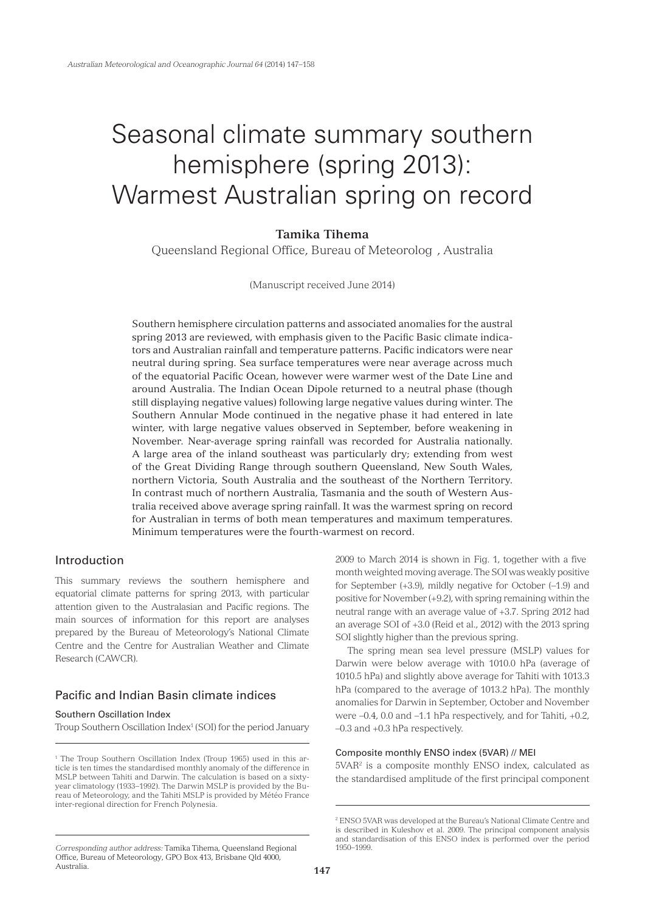#  Seasonal climate summary southern hemisphere (spring 2013): Warmest Australian spring on record

**Tamika Tihema**

Queensland Regional Office, Bureau of Meteorolog , Australia

(Manuscript received June 2014)

Southern hemisphere circulation patterns and associated anomalies for the austral spring 2013 are reviewed, with emphasis given to the Pacific Basic climate indicators and Australian rainfall and temperature patterns. Pacific indicators were near neutral during spring. Sea surface temperatures were near average across much of the equatorial Pacific Ocean, however were warmer west of the Date Line and around Australia. The Indian Ocean Dipole returned to a neutral phase (though still displaying negative values) following large negative values during winter. The Southern Annular Mode continued in the negative phase it had entered in late winter, with large negative values observed in September, before weakening in November. Near-average spring rainfall was recorded for Australia nationally. A large area of the inland southeast was particularly dry; extending from west of the Great Dividing Range through southern Queensland, New South Wales, northern Victoria, South Australia and the southeast of the Northern Territory. In contrast much of northern Australia, Tasmania and the south of Western Australia received above average spring rainfall. It was the warmest spring on record for Australian in terms of both mean temperatures and maximum temperatures. Minimum temperatures were the fourth-warmest on record.

## Introduction

This summary reviews the southern hemisphere and equatorial climate patterns for spring 2013, with particular attention given to the Australasian and Pacific regions. The main sources of information for this report are analyses prepared by the Bureau of Meteorology's National Climate Centre and the Centre for Australian Weather and Climate Research (CAWCR).

## Pacific and Indian Basin climate indices

### Southern Oscillation Index

Troup Southern Oscillation Index[1] (SOI) for the period January 2009 to March 2014 is shown in Fig. 1, together with a five month weighted moving average. The SOI was weakly positive for September (+3.9), mildly negative for October (–1.9) and positive for November (+9.2), with spring remaining within the neutral range with an average value of +3.7. Spring 2012 had an average SOI of +3.0 (Reid et al., 2012) with the 2013 spring SOI slightly higher than the previous spring.

The spring mean sea level pressure (MSLP) values for Darwin were below average with 1010.0 hPa (average of 1010.5 hPa) and slightly above average for Tahiti with 1013.3 hPa (compared to the average of 1013.2 hPa). The monthly anomalies for Darwin in September, October and November were –0.4, 0.0 and –1.1 hPa respectively, and for Tahiti, +0.2, –0.3 and +0.3 hPa respectively.

### Composite monthly ENSO index (5VAR) // MEI

5VAR[2] is a composite monthly ENSO index, calculated as the standardised amplitude of the first principal component

[1] The Troup Southern Oscillation Index (Troup 1965) used in this article is ten times the standardised monthly anomaly of the difference in MSLP between Tahiti and Darwin. The calculation is based on a sixty-year climatology (1933–1992). The Darwin MSLP is provided by the Bureau of Meteorology, and the Tahiti MSLP is provided by Météo France inter-regional direction for French Polynesia.

[2] ENSO 5VAR was developed at the Bureau's National Climate Centre and is described in Kuleshov et al. 2009. The principal component analysis and standardisation of this ENSO index is performed over the period 1950–1999.

*Corresponding author address:* Tamika Tihema, Queensland Regional Office, Bureau of Meteorology, GPO Box 413, Brisbane Qld 4000, Australia.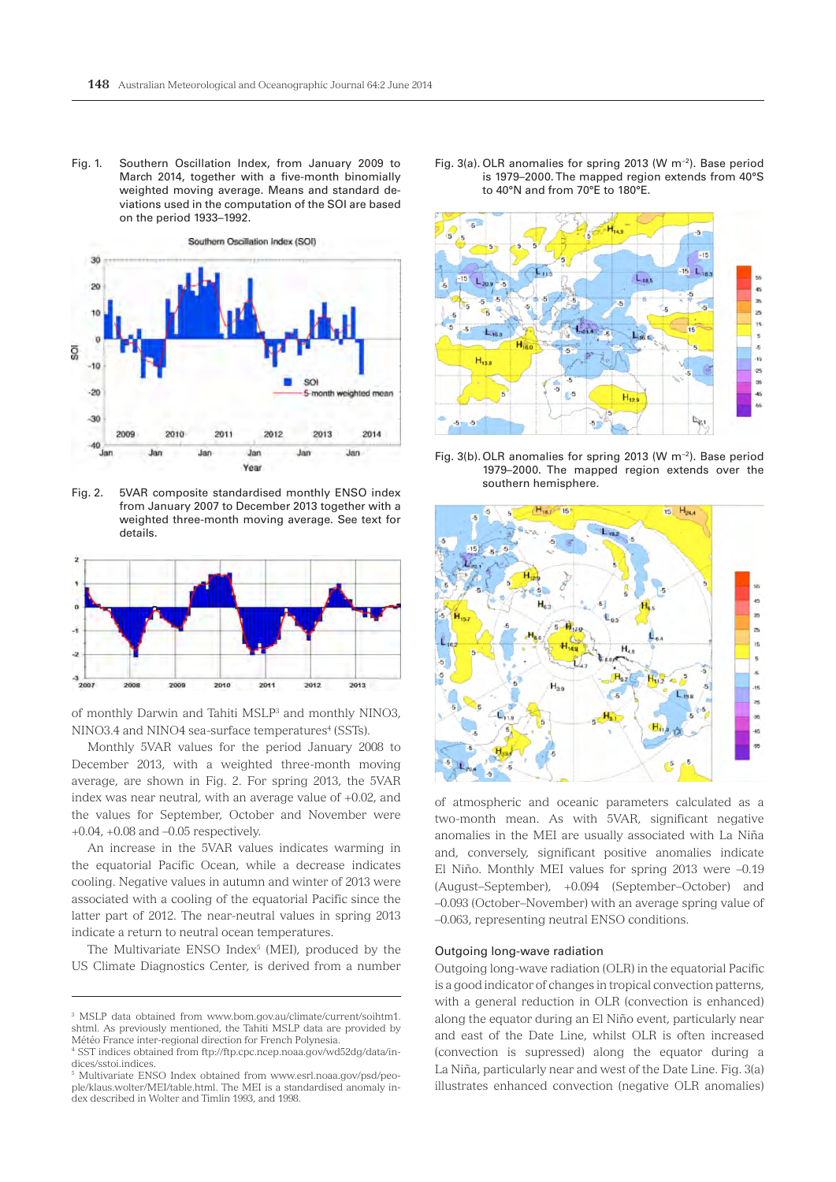Fig. 1. Southern Oscillation Index, from January 2009 to March 2014, together with a five-month binomially weighted moving average. Means and standard deviations used in the computation of the SOI are based on the period 1933–1992.

Fig. 2. 5VAR composite standardised monthly ENSO index from January 2007 to December 2013 together with a weighted three-month moving average. See text for details.

of monthly Darwin and Tahiti MSLP[3] and monthly NINO3, NINO3.4 and NINO4 sea-surface temperatures[4] (SSTs).

Monthly 5VAR values for the period January 2008 to December 2013, with a weighted three-month moving average, are shown in Fig. 2. For spring 2013, the 5VAR index was near neutral, with an average value of +0.02, and the values for September, October and November were +0.04, +0.08 and –0.05 respectively.

An increase in the 5VAR values indicates warming in the equatorial Pacific Ocean, while a decrease indicates cooling. Negative values in autumn and winter of 2013 were associated with a cooling of the equatorial Pacific since the latter part of 2012. The near-neutral values in spring 2013 indicate a return to neutral ocean temperatures.

The Multivariate ENSO Index[5] (MEI), produced by the US Climate Diagnostics Center, is derived from a number of atmospheric and oceanic parameters calculated as a two-month mean. As with 5VAR, significant negative anomalies in the MEI are usually associated with La Niña and, conversely, significant positive anomalies indicate El Niño. Monthly MEI values for spring 2013 were –0.19 (August–September), +0.094 (September–October) and –0.093 (October–November) with an average spring value of –0.063, representing neutral ENSO conditions.

Fig. 3(a). OLR anomalies for spring 2013 (W m$^{-2}$). Base period is 1979–2000. The mapped region extends from 40°S to 40°N and from 70°E to 180°E.

Fig. 3(b). OLR anomalies for spring 2013 (W m$^{-2}$). Base period 1979–2000. The mapped region extends over the southern hemisphere.

## Outgoing long-wave radiation

Outgoing long-wave radiation (OLR) in the equatorial Pacific is a good indicator of changes in tropical convection patterns, with a general reduction in OLR (convection is enhanced) along the equator during an El Niño event, particularly near and east of the Date Line, whilst OLR is often increased (convection is supressed) along the equator during a La Niña, particularly near and west of the Date Line. Fig. 3(a) illustrates enhanced convection (negative OLR anomalies)

[3] MSLP data obtained from www.bom.gov.au/climate/current/soihtm1.shtml. As previously mentioned, the Tahiti MSLP data are provided by Météo France inter-regional direction for French Polynesia.

[4] SST indices obtained from ftp://ftp.cpc.ncep.noaa.gov/wd52dg/data/indices/sstoi.indices.

[5] Multivariate ENSO Index obtained from www.esrl.noaa.gov/psd/people/klaus.wolter/MEI/table.html. The MEI is a standardised anomaly index described in Wolter and Timlin 1993, and 1998.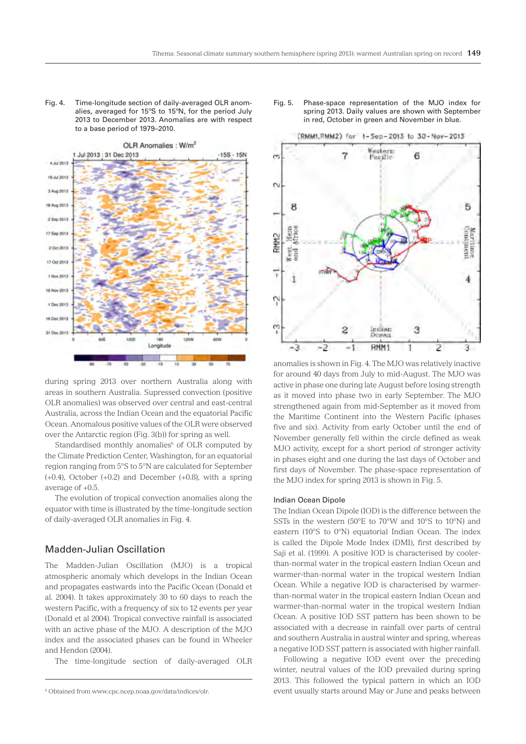Fig. 4. Time-longitude section of daily-averaged OLR anomalies, averaged for 15°S to 15°N, for the period July 2013 to December 2013. Anomalies are with respect to a base period of 1979–2010.

Fig. 5. Phase-space representation of the MJO index for spring 2013. Daily values are shown with September in red, October in green and November in blue.

during spring 2013 over northern Australia along with areas in southern Australia. Supressed convection (positive OLR anomalies) was observed over central and east-central Australia, across the Indian Ocean and the equatorial Pacific Ocean. Anomalous positive values of the OLR were observed over the Antarctic region (Fig. 3(b)) for spring as well.

Standardised monthly anomalies[6] of OLR computed by the Climate Prediction Center, Washington, for an equatorial region ranging from 5°S to 5°N are calculated for September (+0.4), October (+0.2) and December (+0.8), with a spring average of +0.5.

The evolution of tropical convection anomalies along the equator with time is illustrated by the time-longitude section of daily-averaged OLR anomalies in Fig. 4.

## Madden-Julian Oscillation

The Madden-Julian Oscillation (MJO) is a tropical atmospheric anomaly which develops in the Indian Ocean and propagates eastwards into the Pacific Ocean (Donald et al. 2004). It takes approximately 30 to 60 days to reach the western Pacific, with a frequency of six to 12 events per year (Donald et al 2004). Tropical convective rainfall is associated with an active phase of the MJO. A description of the MJO index and the associated phases can be found in Wheeler and Hendon (2004).

The time-longitude section of daily-averaged OLR anomalies is shown in Fig. 4. The MJO was relatively inactive for around 40 days from July to mid-August. The MJO was active in phase one during late August before losing strength as it moved into phase two in early September. The MJO strengthened again from mid-September as it moved from the Maritime Continent into the Western Pacific (phases five and six). Activity from early October until the end of November generally fell within the circle defined as weak MJO activity, except for a short period of stronger activity in phases eight and one during the last days of October and first days of November. The phase-space representation of the MJO index for spring 2013 is shown in Fig. 5.

### Indian Ocean Dipole

The Indian Ocean Dipole (IOD) is the difference between the SSTs in the western (50°E to 70°W and 10°S to 10°N) and eastern (10°S to 0°N) equatorial Indian Ocean. The index is called the Dipole Mode Index (DMI), first described by Saji et al. (1999). A positive IOD is characterised by cooler-than-normal water in the tropical eastern Indian Ocean and warmer-than-normal water in the tropical western Indian Ocean. While a negative IOD is characterised by warmer-than-normal water in the tropical eastern Indian Ocean and warmer-than-normal water in the tropical western Indian Ocean. A positive IOD SST pattern has been shown to be associated with a decrease in rainfall over parts of central and southern Australia in austral winter and spring, whereas a negative IOD SST pattern is associated with higher rainfall.

Following a negative IOD event over the preceding winter, neutral values of the IOD prevailed during spring 2013. This followed the typical pattern in which an IOD event usually starts around May or June and peaks between

[6] Obtained from www.cpc.ncep.noaa.gov/data/indices/olr.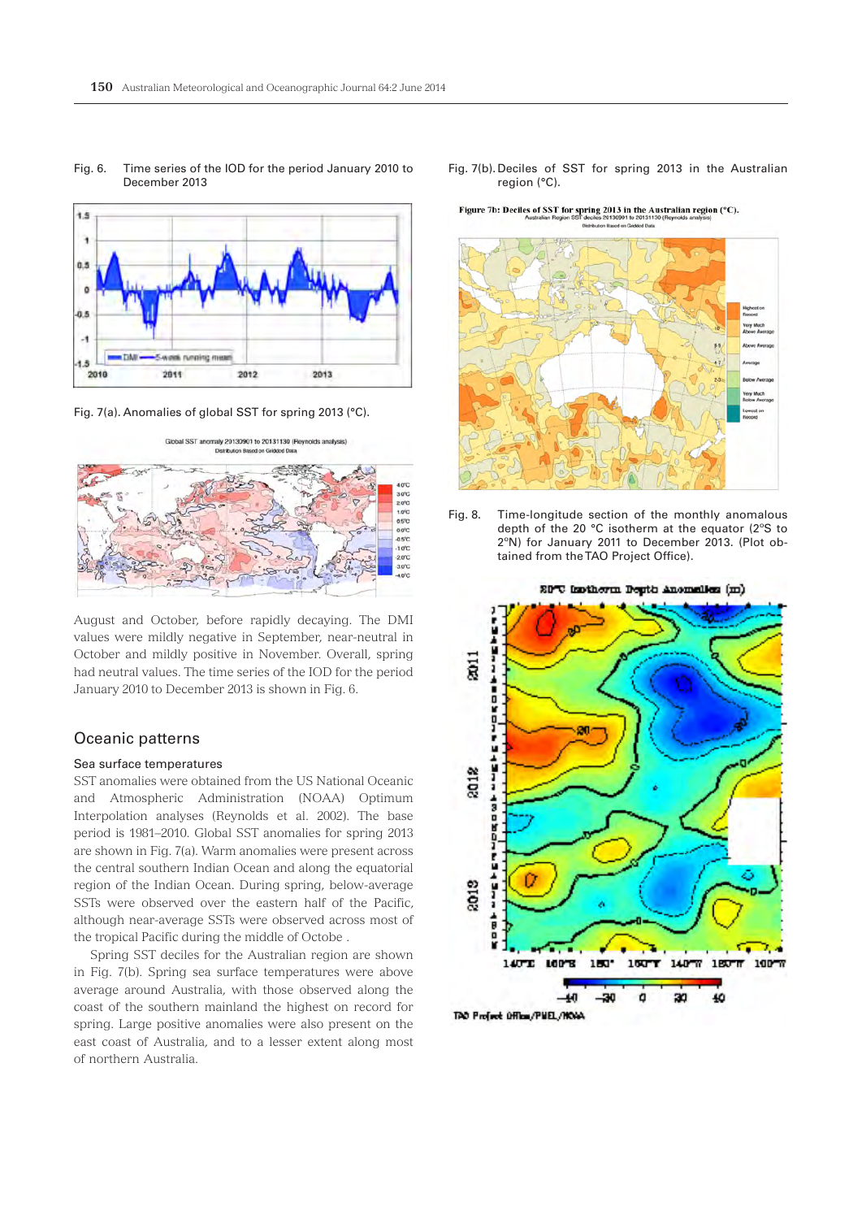Fig. 6. Time series of the IOD for the period January 2010 to December 2013

Fig. 7(a). Anomalies of global SST for spring 2013 (°C).

August and October, before rapidly decaying. The DMI values were mildly negative in September, near-neutral in October and mildly positive in November. Overall, spring had neutral values. The time series of the IOD for the period January 2010 to December 2013 is shown in Fig. 6.

## Oceanic patterns

### Sea surface temperatures

SST anomalies were obtained from the US National Oceanic and Atmospheric Administration (NOAA) Optimum Interpolation analyses (Reynolds et al. 2002). The base period is 1981–2010. Global SST anomalies for spring 2013 are shown in Fig. 7(a). Warm anomalies were present across the central southern Indian Ocean and along the equatorial region of the Indian Ocean. During spring, below-average SSTs were observed over the eastern half of the Pacific, although near-average SSTs were observed across most of the tropical Pacific during the middle of Octobe .

Spring SST deciles for the Australian region are shown in Fig. 7(b). Spring sea surface temperatures were above average around Australia, with those observed along the coast of the southern mainland the highest on record for spring. Large positive anomalies were also present on the east coast of Australia, and to a lesser extent along most of northern Australia.

Fig. 7(b). Deciles of SST for spring 2013 in the Australian region (°C).

Fig. 8. Time-longitude section of the monthly anomalous depth of the 20 °C isotherm at the equator (2°S to 2°N) for January 2011 to December 2013. (Plot obtained from the TAO Project Office).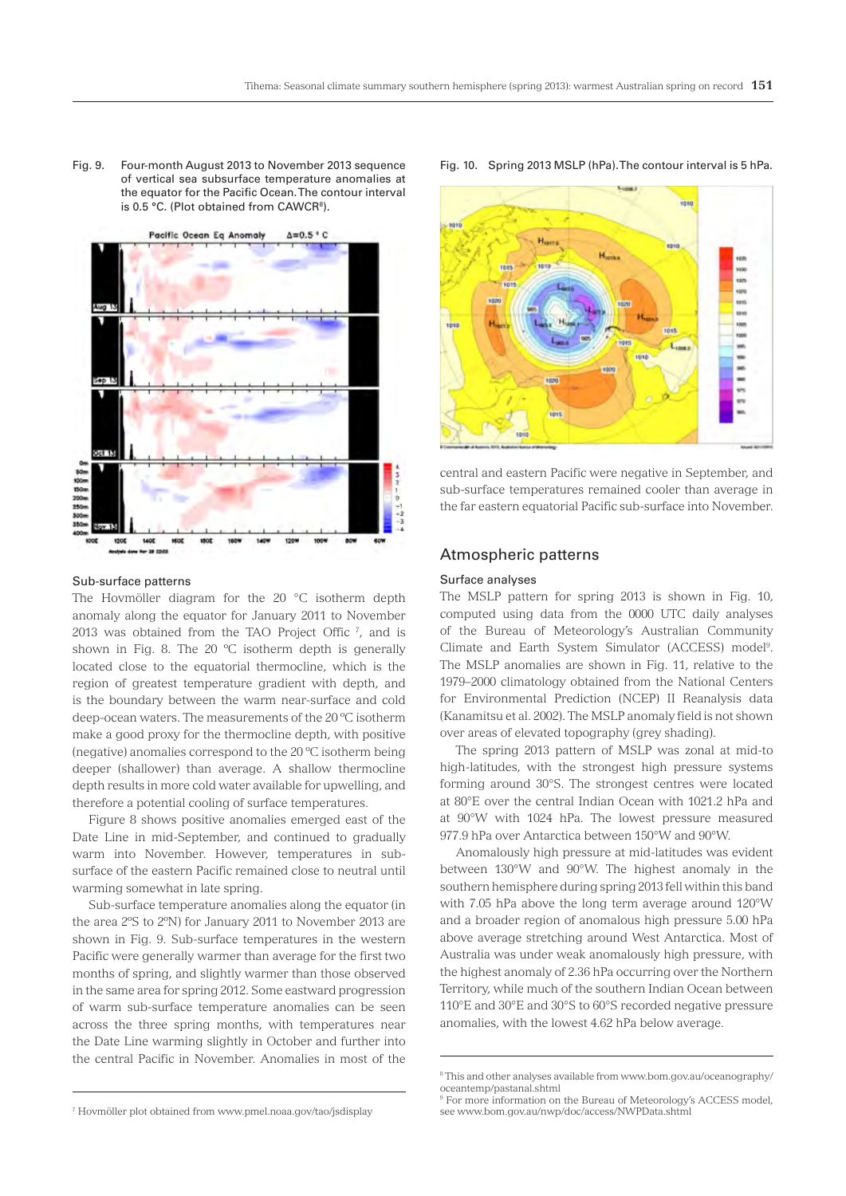Fig. 9. Four-month August 2013 to November 2013 sequence of vertical sea subsurface temperature anomalies at the equator for the Pacific Ocean. The contour interval is 0.5 °C. (Plot obtained from CAWCR[8]).

Fig. 10. Spring 2013 MSLP (hPa). The contour interval is 5 hPa.

### Sub-surface patterns

The Hovmöller diagram for the 20 °C isotherm depth anomaly along the equator for January 2011 to November 2013 was obtained from the TAO Project Offic [7], and is shown in Fig. 8. The 20 ºC isotherm depth is generally located close to the equatorial thermocline, which is the region of greatest temperature gradient with depth, and is the boundary between the warm near-surface and cold deep-ocean waters. The measurements of the 20 ºC isotherm make a good proxy for the thermocline depth, with positive (negative) anomalies correspond to the 20 ºC isotherm being deeper (shallower) than average. A shallow thermocline depth results in more cold water available for upwelling, and therefore a potential cooling of surface temperatures.

Figure 8 shows positive anomalies emerged east of the Date Line in mid-September, and continued to gradually warm into November. However, temperatures in sub-surface of the eastern Pacific remained close to neutral until warming somewhat in late spring.

Sub-surface temperature anomalies along the equator (in the area 2ºS to 2ºN) for January 2011 to November 2013 are shown in Fig. 9. Sub-surface temperatures in the western Pacific were generally warmer than average for the first two months of spring, and slightly warmer than those observed in the same area for spring 2012. Some eastward progression of warm sub-surface temperature anomalies can be seen across the three spring months, with temperatures near the Date Line warming slightly in October and further into the central Pacific in November. Anomalies in most of the central and eastern Pacific were negative in September, and sub-surface temperatures remained cooler than average in the far eastern equatorial Pacific sub-surface into November.

## Atmospheric patterns

### Surface analyses

The MSLP pattern for spring 2013 is shown in Fig. 10, computed using data from the 0000 UTC daily analyses of the Bureau of Meteorology's Australian Community Climate and Earth System Simulator (ACCESS) model[9]. The MSLP anomalies are shown in Fig. 11, relative to the 1979–2000 climatology obtained from the National Centers for Environmental Prediction (NCEP) II Reanalysis data (Kanamitsu et al. 2002). The MSLP anomaly field is not shown over areas of elevated topography (grey shading).

The spring 2013 pattern of MSLP was zonal at mid-to high-latitudes, with the strongest high pressure systems forming around 30°S. The strongest centres were located at 80°E over the central Indian Ocean with 1021.2 hPa and at 90°W with 1024 hPa. The lowest pressure measured 977.9 hPa over Antarctica between 150°W and 90°W.

Anomalously high pressure at mid-latitudes was evident between 130°W and 90°W. The highest anomaly in the southern hemisphere during spring 2013 fell within this band with 7.05 hPa above the long term average around 120°W and a broader region of anomalous high pressure 5.00 hPa above average stretching around West Antarctica. Most of Australia was under weak anomalously high pressure, with the highest anomaly of 2.36 hPa occurring over the Northern Territory, while much of the southern Indian Ocean between 110°E and 30°E and 30°S to 60°S recorded negative pressure anomalies, with the lowest 4.62 hPa below average.

---

[7] Hovmöller plot obtained from www.pmel.noaa.gov/tao/jsdisplay

[8] This and other analyses available from www.bom.gov.au/oceanography/oceantemp/pastanal.shtml

[9] For more information on the Bureau of Meteorology's ACCESS model, see www.bom.gov.au/nwp/doc/access/NWPData.shtml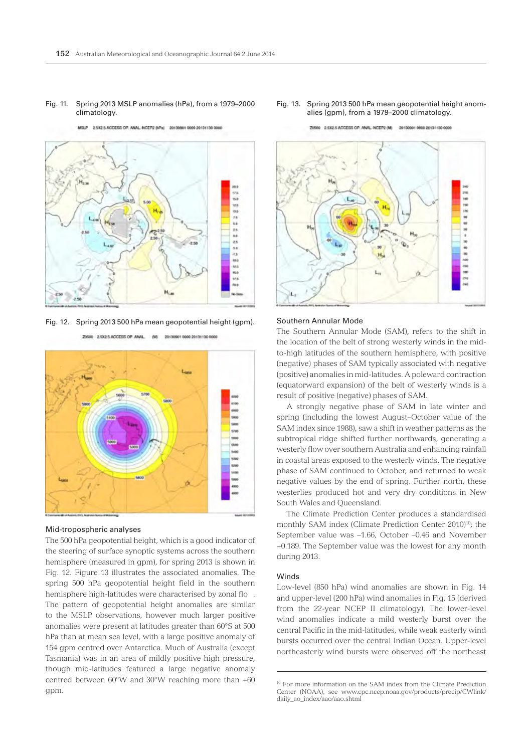Fig. 11. Spring 2013 MSLP anomalies (hPa), from a 1979–2000 climatology.

Fig. 12. Spring 2013 500 hPa mean geopotential height (gpm).

### Mid-tropospheric analyses

The 500 hPa geopotential height, which is a good indicator of the steering of surface synoptic systems across the southern hemisphere (measured in gpm), for spring 2013 is shown in Fig. 12. Figure 13 illustrates the associated anomalies. The spring 500 hPa geopotential height field in the southern hemisphere high-latitudes were characterised by zonal flo . The pattern of geopotential height anomalies are similar to the MSLP observations, however much larger positive anomalies were present at latitudes greater than 60°S at 500 hPa than at mean sea level, with a large positive anomaly of 154 gpm centred over Antarctica. Much of Australia (except Tasmania) was in an area of mildly positive high pressure, though mid-latitudes featured a large negative anomaly centred between 60°W and 30°W reaching more than +60 gpm.

Fig. 13. Spring 2013 500 hPa mean geopotential height anomalies (gpm), from a 1979–2000 climatology.

### Southern Annular Mode

The Southern Annular Mode (SAM), refers to the shift in the location of the belt of strong westerly winds in the mid-to-high latitudes of the southern hemisphere, with positive (negative) phases of SAM typically associated with negative (positive) anomalies in mid-latitudes. A poleward contraction (equatorward expansion) of the belt of westerly winds is a result of positive (negative) phases of SAM.

A strongly negative phase of SAM in late winter and spring (including the lowest August–October value of the SAM index since 1988), saw a shift in weather patterns as the subtropical ridge shifted further northwards, generating a westerly flow over southern Australia and enhancing rainfall in coastal areas exposed to the westerly winds. The negative phase of SAM continued to October, and returned to weak negative values by the end of spring. Further north, these westerlies produced hot and very dry conditions in New South Wales and Queensland.

The Climate Prediction Center produces a standardised monthly SAM index (Climate Prediction Center 2010)[10]; the September value was –1.66, October –0.46 and November +0.189. The September value was the lowest for any month during 2013.

### Winds

Low-level (850 hPa) wind anomalies are shown in Fig. 14 and upper-level (200 hPa) wind anomalies in Fig. 15 (derived from the 22-year NCEP II climatology). The lower-level wind anomalies indicate a mild westerly burst over the central Pacific in the mid-latitudes, while weak easterly wind bursts occurred over the central Indian Ocean. Upper-level northeasterly wind bursts were observed off the northeast

[10] For more information on the SAM index from the Climate Prediction Center (NOAA), see www.cpc.ncep.noaa.gov/products/precip/CWlink/daily_ao_index/aao/aao.shtml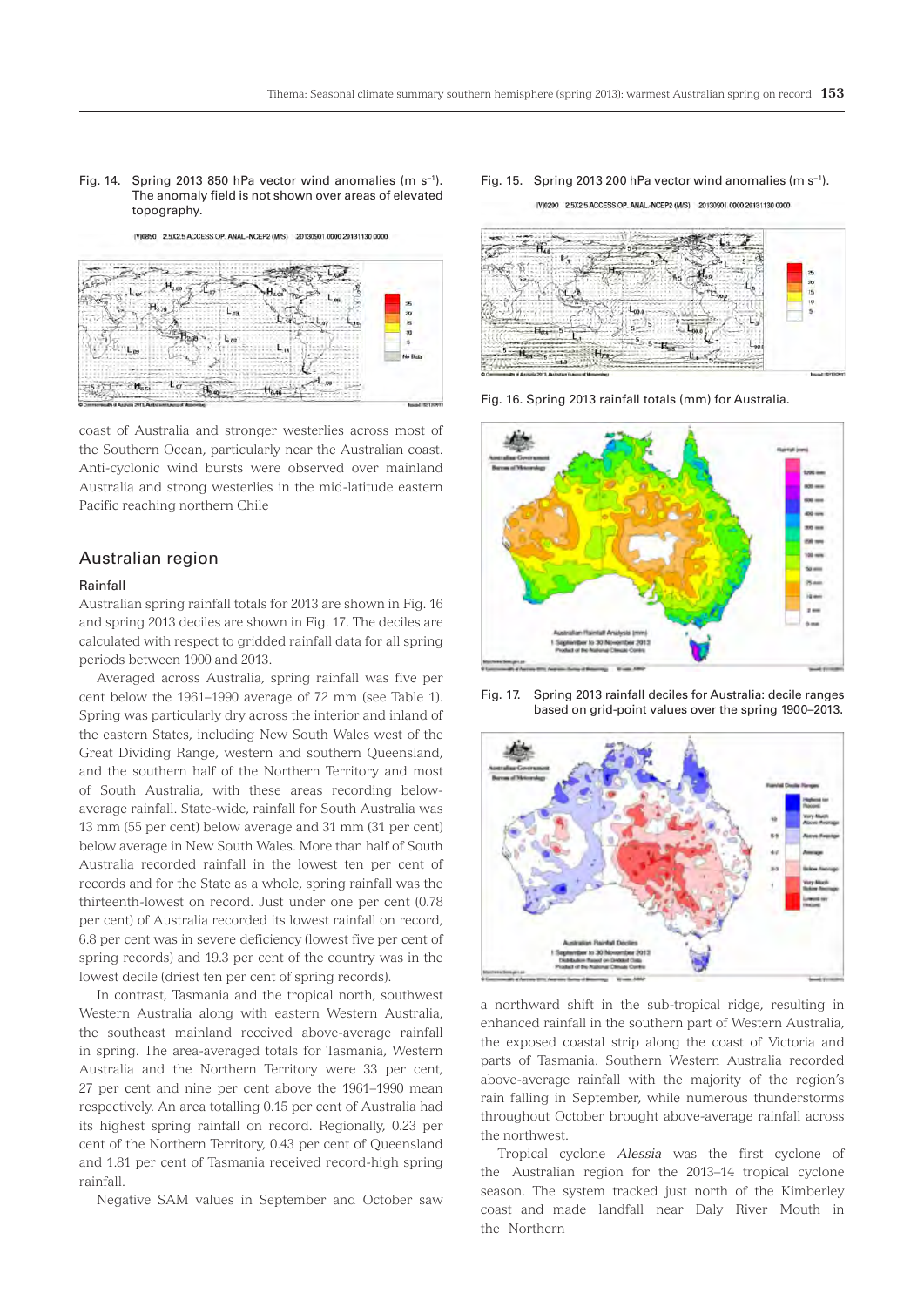Fig. 14. Spring 2013 850 hPa vector wind anomalies (m s$^{-1}$). The anomaly field is not shown over areas of elevated topography.

Fig. 15. Spring 2013 200 hPa vector wind anomalies (m s$^{-1}$).

Fig. 16. Spring 2013 rainfall totals (mm) for Australia.

Fig. 17. Spring 2013 rainfall deciles for Australia: decile ranges based on grid-point values over the spring 1900–2013.

coast of Australia and stronger westerlies across most of the Southern Ocean, particularly near the Australian coast. Anti-cyclonic wind bursts were observed over mainland Australia and strong westerlies in the mid-latitude eastern Pacific reaching northern Chile

## Australian region

### Rainfall

Australian spring rainfall totals for 2013 are shown in Fig. 16 and spring 2013 deciles are shown in Fig. 17. The deciles are calculated with respect to gridded rainfall data for all spring periods between 1900 and 2013.

Averaged across Australia, spring rainfall was five per cent below the 1961–1990 average of 72 mm (see Table 1). Spring was particularly dry across the interior and inland of the eastern States, including New South Wales west of the Great Dividing Range, western and southern Queensland, and the southern half of the Northern Territory and most of South Australia, with these areas recording below-average rainfall. State-wide, rainfall for South Australia was 13 mm (55 per cent) below average and 31 mm (31 per cent) below average in New South Wales. More than half of South Australia recorded rainfall in the lowest ten per cent of records and for the State as a whole, spring rainfall was the thirteenth-lowest on record. Just under one per cent (0.78 per cent) of Australia recorded its lowest rainfall on record, 6.8 per cent was in severe deficiency (lowest five per cent of spring records) and 19.3 per cent of the country was in the lowest decile (driest ten per cent of spring records).

In contrast, Tasmania and the tropical north, southwest Western Australia along with eastern Western Australia, the southeast mainland received above-average rainfall in spring. The area-averaged totals for Tasmania, Western Australia and the Northern Territory were 33 per cent, 27 per cent and nine per cent above the 1961–1990 mean respectively. An area totalling 0.15 per cent of Australia had its highest spring rainfall on record. Regionally, 0.23 per cent of the Northern Territory, 0.43 per cent of Queensland and 1.81 per cent of Tasmania received record-high spring rainfall.

Negative SAM values in September and October saw a northward shift in the sub-tropical ridge, resulting in enhanced rainfall in the southern part of Western Australia, the exposed coastal strip along the coast of Victoria and parts of Tasmania. Southern Western Australia recorded above-average rainfall with the majority of the region's rain falling in September, while numerous thunderstorms throughout October brought above-average rainfall across the northwest.

Tropical cyclone *Alessia* was the first cyclone of the Australian region for the 2013–14 tropical cyclone season. The system tracked just north of the Kimberley coast and made landfall near Daly River Mouth in the Northern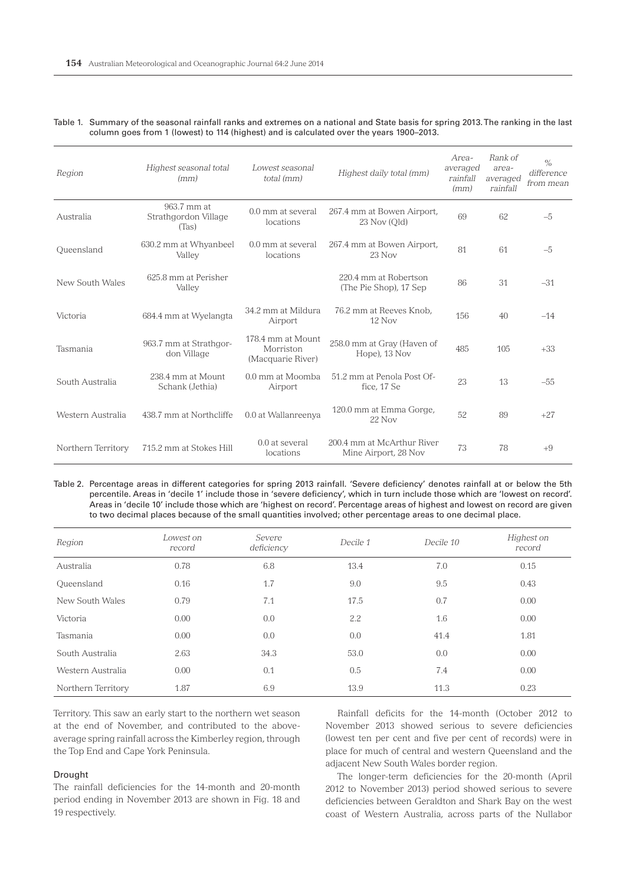Table 1. Summary of the seasonal rainfall ranks and extremes on a national and State basis for spring 2013. The ranking in the last column goes from 1 (lowest) to 114 (highest) and is calculated over the years 1900–2013.

| *Region* | *Highest seasonal total (mm)* | *Lowest seasonal total (mm)* | *Highest daily total (mm)* | *Area-averaged rainfall (mm)* | *Rank of area-averaged rainfall* | *% difference from mean* |
|---|---|---|---|---|---|---|
| Australia | 963.7 mm at Strathgordon Village (Tas) | 0.0 mm at several locations | 267.4 mm at Bowen Airport, 23 Nov (Qld) | 69 | 62 | –5 |
| Queensland | 630.2 mm at Whyanbeel Valley | 0.0 mm at several locations | 267.4 mm at Bowen Airport, 23 Nov | 81 | 61 | –5 |
| New South Wales | 625.8 mm at Perisher Valley | | 220.4 mm at Robertson (The Pie Shop), 17 Sep | 86 | 31 | –31 |
| Victoria | 684.4 mm at Wyelangta | 34.2 mm at Mildura Airport | 76.2 mm at Reeves Knob, 12 Nov | 156 | 40 | –14 |
| Tasmania | 963.7 mm at Strathgordon Village | 178.4 mm at Mount Morriston (Macquarie River) | 258.0 mm at Gray (Haven of Hope), 13 Nov | 485 | 105 | +33 |
| South Australia | 238.4 mm at Mount Schank (Jethia) | 0.0 mm at Moomba Airport | 51.2 mm at Penola Post Office, 17 Se | 23 | 13 | –55 |
| Western Australia | 438.7 mm at Northcliffe | 0.0 at Wallanreenya | 120.0 mm at Emma Gorge, 22 Nov | 52 | 89 | +27 |
| Northern Territory | 715.2 mm at Stokes Hill | 0.0 at several locations | 200.4 mm at McArthur River Mine Airport, 28 Nov | 73 | 78 | +9 |

Table 2. Percentage areas in different categories for spring 2013 rainfall. 'Severe deficiency' denotes rainfall at or below the 5th percentile. Areas in 'decile 1' include those in 'severe deficiency', which in turn include those which are 'lowest on record'. Areas in 'decile 10' include those which are 'highest on record'. Percentage areas of highest and lowest on record are given to two decimal places because of the small quantities involved; other percentage areas to one decimal place.

| *Region* | *Lowest on record* | *Severe deficiency* | *Decile 1* | *Decile 10* | *Highest on record* |
|---|---|---|---|---|---|
| Australia | 0.78 | 6.8 | 13.4 | 7.0 | 0.15 |
| Queensland | 0.16 | 1.7 | 9.0 | 9.5 | 0.43 |
| New South Wales | 0.79 | 7.1 | 17.5 | 0.7 | 0.00 |
| Victoria | 0.00 | 0.0 | 2.2 | 1.6 | 0.00 |
| Tasmania | 0.00 | 0.0 | 0.0 | 41.4 | 1.81 |
| South Australia | 2.63 | 34.3 | 53.0 | 0.0 | 0.00 |
| Western Australia | 0.00 | 0.1 | 0.5 | 7.4 | 0.00 |
| Northern Territory | 1.87 | 6.9 | 13.9 | 11.3 | 0.23 |

Territory. This saw an early start to the northern wet season at the end of November, and contributed to the above-average spring rainfall across the Kimberley region, through the Top End and Cape York Peninsula.

### Drought

The rainfall deficiencies for the 14-month and 20-month period ending in November 2013 are shown in Fig. 18 and 19 respectively.

Rainfall deficits for the 14-month (October 2012 to November 2013 showed serious to severe deficiencies (lowest ten per cent and five per cent of records) were in place for much of central and western Queensland and the adjacent New South Wales border region.

The longer-term deficiencies for the 20-month (April 2012 to November 2013) period showed serious to severe deficiencies between Geraldton and Shark Bay on the west coast of Western Australia, across parts of the Nullabor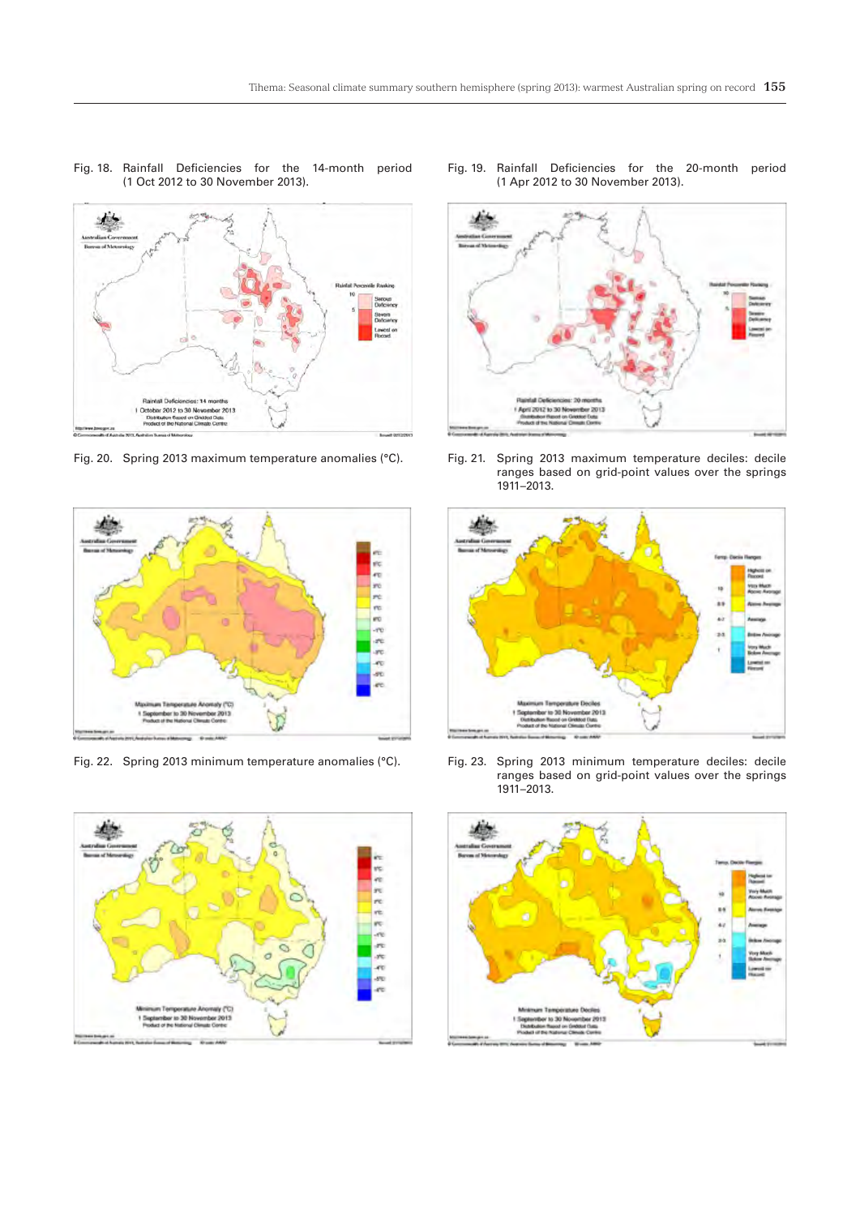Fig. 18. Rainfall Deficiencies for the 14-month period (1 Oct 2012 to 30 November 2013).

Fig. 19. Rainfall Deficiencies for the 20-month period (1 Apr 2012 to 30 November 2013).

Fig. 20. Spring 2013 maximum temperature anomalies (°C).

Fig. 21. Spring 2013 maximum temperature deciles: decile ranges based on grid-point values over the springs 1911–2013.

Fig. 22. Spring 2013 minimum temperature anomalies (°C).

Fig. 23. Spring 2013 minimum temperature deciles: decile ranges based on grid-point values over the springs 1911–2013.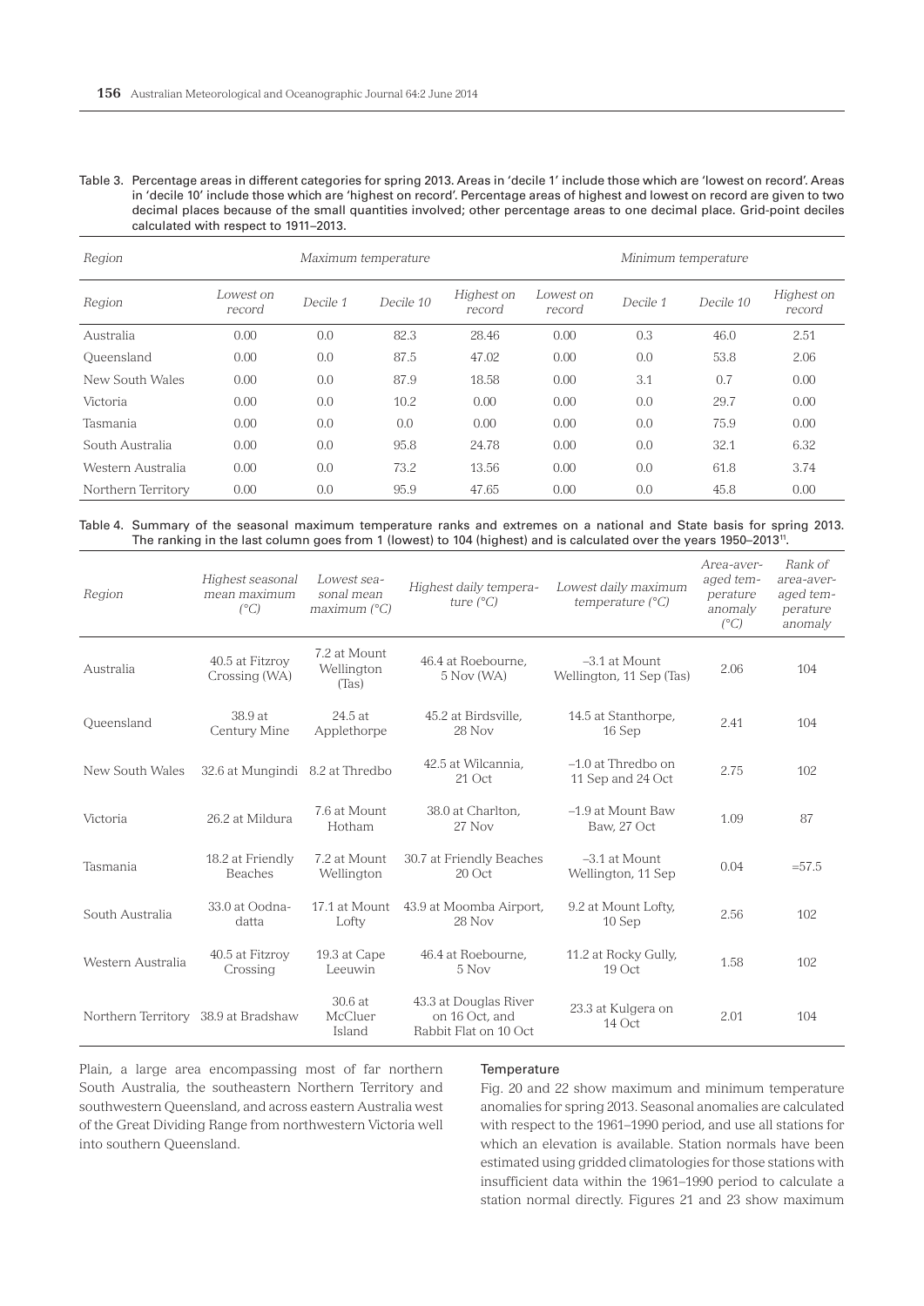Table 3. Percentage areas in different categories for spring 2013. Areas in 'decile 1' include those which are 'lowest on record'. Areas in 'decile 10' include those which are 'highest on record'. Percentage areas of highest and lowest on record are given to two decimal places because of the small quantities involved; other percentage areas to one decimal place. Grid-point deciles calculated with respect to 1911–2013.

| Region | Maximum temperature | | | | Minimum temperature | | | |
|---|---|---|---|---|---|---|---|---|
| Region | Lowest on record | Decile 1 | Decile 10 | Highest on record | Lowest on record | Decile 1 | Decile 10 | Highest on record |
| Australia | 0.00 | 0.0 | 82.3 | 28.46 | 0.00 | 0.3 | 46.0 | 2.51 |
| Queensland | 0.00 | 0.0 | 87.5 | 47.02 | 0.00 | 0.0 | 53.8 | 2.06 |
| New South Wales | 0.00 | 0.0 | 87.9 | 18.58 | 0.00 | 3.1 | 0.7 | 0.00 |
| Victoria | 0.00 | 0.0 | 10.2 | 0.00 | 0.00 | 0.0 | 29.7 | 0.00 |
| Tasmania | 0.00 | 0.0 | 0.0 | 0.00 | 0.00 | 0.0 | 75.9 | 0.00 |
| South Australia | 0.00 | 0.0 | 95.8 | 24.78 | 0.00 | 0.0 | 32.1 | 6.32 |
| Western Australia | 0.00 | 0.0 | 73.2 | 13.56 | 0.00 | 0.0 | 61.8 | 3.74 |
| Northern Territory | 0.00 | 0.0 | 95.9 | 47.65 | 0.00 | 0.0 | 45.8 | 0.00 |

Table 4. Summary of the seasonal maximum temperature ranks and extremes on a national and State basis for spring 2013. The ranking in the last column goes from 1 (lowest) to 104 (highest) and is calculated over the years 1950–2013[11].

| Region | Highest seasonal mean maximum (°C) | Lowest seasonal mean maximum (°C) | Highest daily temperature (°C) | Lowest daily maximum temperature (°C) | Area-averaged temperature anomaly (°C) | Rank of area-averaged temperature anomaly |
|---|---|---|---|---|---|---|
| Australia | 40.5 at Fitzroy Crossing (WA) | 7.2 at Mount Wellington (Tas) | 46.4 at Roebourne, 5 Nov (WA) | –3.1 at Mount Wellington, 11 Sep (Tas) | 2.06 | 104 |
| Queensland | 38.9 at Century Mine | 24.5 at Applethorpe | 45.2 at Birdsville, 28 Nov | 14.5 at Stanthorpe, 16 Sep | 2.41 | 104 |
| New South Wales | 32.6 at Mungindi | 8.2 at Thredbo | 42.5 at Wilcannia, 21 Oct | –1.0 at Thredbo on 11 Sep and 24 Oct | 2.75 | 102 |
| Victoria | 26.2 at Mildura | 7.6 at Mount Hotham | 38.0 at Charlton, 27 Nov | –1.9 at Mount Baw Baw, 27 Oct | 1.09 | 87 |
| Tasmania | 18.2 at Friendly Beaches | 7.2 at Mount Wellington | 30.7 at Friendly Beaches 20 Oct | –3.1 at Mount Wellington, 11 Sep | 0.04 | =57.5 |
| South Australia | 33.0 at Oodnadatta | 17.1 at Mount Lofty | 43.9 at Moomba Airport, 28 Nov | 9.2 at Mount Lofty, 10 Sep | 2.56 | 102 |
| Western Australia | 40.5 at Fitzroy Crossing | 19.3 at Cape Leeuwin | 46.4 at Roebourne, 5 Nov | 11.2 at Rocky Gully, 19 Oct | 1.58 | 102 |
| Northern Territory | 38.9 at Bradshaw | 30.6 at McCluer Island | 43.3 at Douglas River on 16 Oct, and Rabbit Flat on 10 Oct | 23.3 at Kulgera on 14 Oct | 2.01 | 104 |

Plain, a large area encompassing most of far northern South Australia, the southeastern Northern Territory and southwestern Queensland, and across eastern Australia west of the Great Dividing Range from northwestern Victoria well into southern Queensland.

### Temperature

Fig. 20 and 22 show maximum and minimum temperature anomalies for spring 2013. Seasonal anomalies are calculated with respect to the 1961–1990 period, and use all stations for which an elevation is available. Station normals have been estimated using gridded climatologies for those stations with insufficient data within the 1961–1990 period to calculate a station normal directly. Figures 21 and 23 show maximum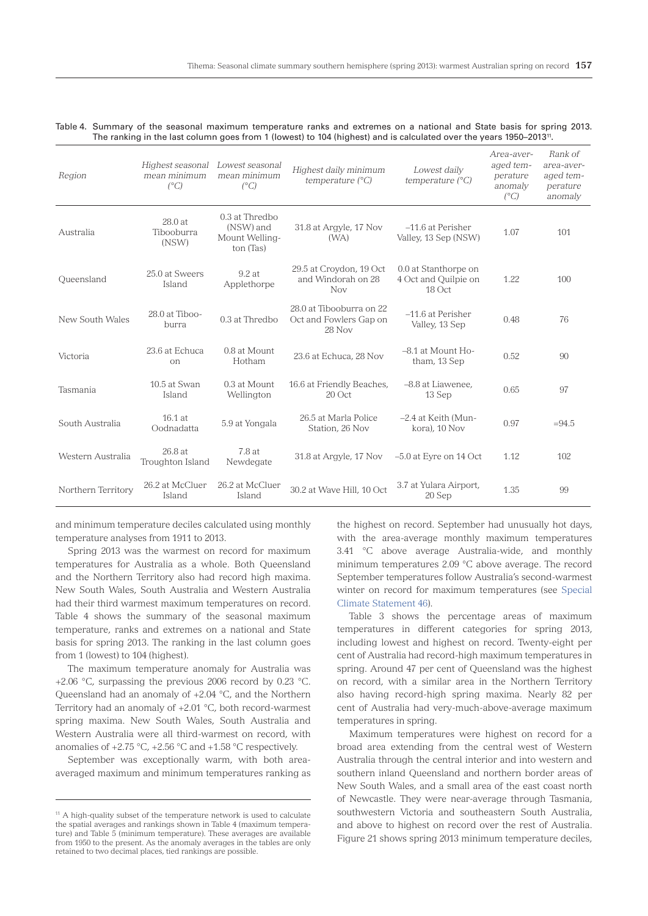Table 4. Summary of the seasonal maximum temperature ranks and extremes on a national and State basis for spring 2013. The ranking in the last column goes from 1 (lowest) to 104 (highest) and is calculated over the years 1950–2013[11].

| Region | Highest seasonal mean minimum (°C) | Lowest seasonal mean minimum (°C) | Highest daily minimum temperature (°C) | Lowest daily temperature (°C) | Area-averaged temperature anomaly (°C) | Rank of area-averaged temperature anomaly |
|---|---|---|---|---|---|---|
| Australia | 28.0 at Tibooburra (NSW) | 0.3 at Thredbo (NSW) and Mount Wellington (Tas) | 31.8 at Argyle, 17 Nov (WA) | –11.6 at Perisher Valley, 13 Sep (NSW) | 1.07 | 101 |
| Queensland | 25.0 at Sweers Island | 9.2 at Applethorpe | 29.5 at Croydon, 19 Oct and Windorah on 28 Nov | 0.0 at Stanthorpe on 4 Oct and Quilpie on 18 Oct | 1.22 | 100 |
| New South Wales | 28.0 at Tibooburra | 0.3 at Thredbo | 28.0 at Tibooburra on 22 Oct and Fowlers Gap on 28 Nov | –11.6 at Perisher Valley, 13 Sep | 0.48 | 76 |
| Victoria | 23.6 at Echuca on | 0.8 at Mount Hotham | 23.6 at Echuca, 28 Nov | –8.1 at Mount Hotham, 13 Sep | 0.52 | 90 |
| Tasmania | 10.5 at Swan Island | 0.3 at Mount Wellington | 16.6 at Friendly Beaches, 20 Oct | –8.8 at Liawenee, 13 Sep | 0.65 | 97 |
| South Australia | 16.1 at Oodnadatta | 5.9 at Yongala | 26.5 at Marla Police Station, 26 Nov | –2.4 at Keith (Munkora), 10 Nov | 0.97 | =94.5 |
| Western Australia | 26.8 at Troughton Island | 7.8 at Newdegate | 31.8 at Argyle, 17 Nov | –5.0 at Eyre on 14 Oct | 1.12 | 102 |
| Northern Territory | 26.2 at McCluer Island | 26.2 at McCluer Island | 30.2 at Wave Hill, 10 Oct | 3.7 at Yulara Airport, 20 Sep | 1.35 | 99 |

and minimum temperature deciles calculated using monthly temperature analyses from 1911 to 2013.

Spring 2013 was the warmest on record for maximum temperatures for Australia as a whole. Both Queensland and the Northern Territory also had record high maxima. New South Wales, South Australia and Western Australia had their third warmest maximum temperatures on record. Table 4 shows the summary of the seasonal maximum temperature, ranks and extremes on a national and State basis for spring 2013. The ranking in the last column goes from 1 (lowest) to 104 (highest).

The maximum temperature anomaly for Australia was +2.06 °C, surpassing the previous 2006 record by 0.23 °C. Queensland had an anomaly of +2.04 °C, and the Northern Territory had an anomaly of +2.01 °C, both record-warmest spring maxima. New South Wales, South Australia and Western Australia were all third-warmest on record, with anomalies of +2.75 °C, +2.56 °C and +1.58 °C respectively.

September was exceptionally warm, with both area-averaged maximum and minimum temperatures ranking as the highest on record. September had unusually hot days, with the area-average monthly maximum temperatures 3.41 °C above average Australia-wide, and monthly minimum temperatures 2.09 °C above average. The record September temperatures follow Australia's second-warmest winter on record for maximum temperatures (see Special Climate Statement 46).

Table 3 shows the percentage areas of maximum temperatures in different categories for spring 2013, including lowest and highest on record. Twenty-eight per cent of Australia had record-high maximum temperatures in spring. Around 47 per cent of Queensland was the highest on record, with a similar area in the Northern Territory also having record-high spring maxima. Nearly 82 per cent of Australia had very-much-above-average maximum temperatures in spring.

Maximum temperatures were highest on record for a broad area extending from the central west of Western Australia through the central interior and into western and southern inland Queensland and northern border areas of New South Wales, and a small area of the east coast north of Newcastle. They were near-average through Tasmania, southwestern Victoria and southeastern South Australia, and above to highest on record over the rest of Australia. Figure 21 shows spring 2013 minimum temperature deciles,

[11] A high-quality subset of the temperature network is used to calculate the spatial averages and rankings shown in Table 4 (maximum temperature) and Table 5 (minimum temperature). These averages are available from 1950 to the present. As the anomaly averages in the tables are only retained to two decimal places, tied rankings are possible.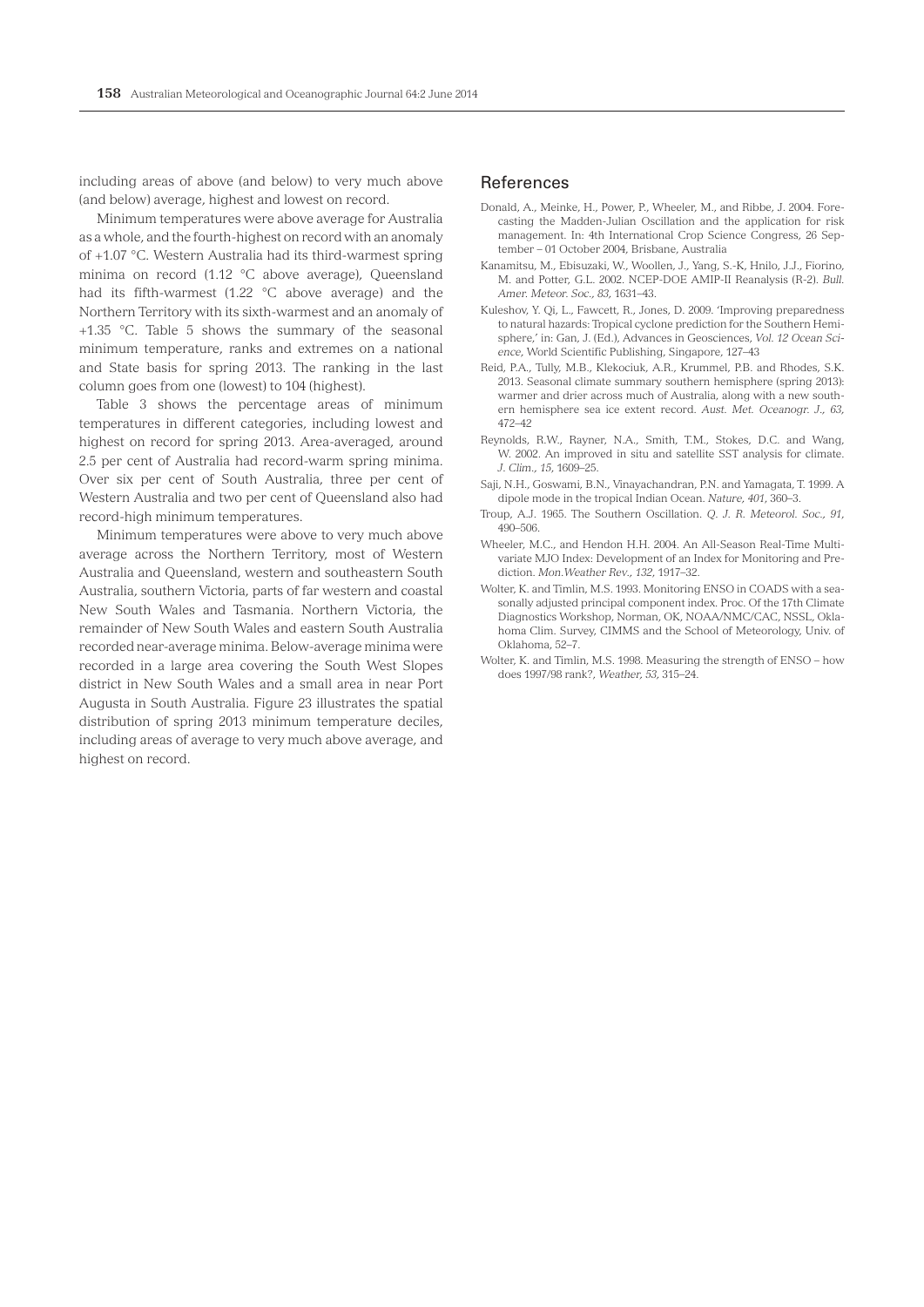including areas of above (and below) to very much above (and below) average, highest and lowest on record.

Minimum temperatures were above average for Australia as a whole, and the fourth-highest on record with an anomaly of +1.07 °C. Western Australia had its third-warmest spring minima on record (1.12 °C above average), Queensland had its fifth-warmest (1.22 °C above average) and the Northern Territory with its sixth-warmest and an anomaly of +1.35 °C. Table 5 shows the summary of the seasonal minimum temperature, ranks and extremes on a national and State basis for spring 2013. The ranking in the last column goes from one (lowest) to 104 (highest).

Table 3 shows the percentage areas of minimum temperatures in different categories, including lowest and highest on record for spring 2013. Area-averaged, around 2.5 per cent of Australia had record-warm spring minima. Over six per cent of South Australia, three per cent of Western Australia and two per cent of Queensland also had record-high minimum temperatures.

Minimum temperatures were above to very much above average across the Northern Territory, most of Western Australia and Queensland, western and southeastern South Australia, southern Victoria, parts of far western and coastal New South Wales and Tasmania. Northern Victoria, the remainder of New South Wales and eastern South Australia recorded near-average minima. Below-average minima were recorded in a large area covering the South West Slopes district in New South Wales and a small area in near Port Augusta in South Australia. Figure 23 illustrates the spatial distribution of spring 2013 minimum temperature deciles, including areas of average to very much above average, and highest on record.

## References

Donald, A., Meinke, H., Power, P., Wheeler, M., and Ribbe, J. 2004. Forecasting the Madden-Julian Oscillation and the application for risk management. In: 4th International Crop Science Congress, 26 September – 01 October 2004, Brisbane, Australia

Kanamitsu, M., Ebisuzaki, W., Woollen, J., Yang, S.-K, Hnilo, J.J., Fiorino, M. and Potter, G.L. 2002. NCEP-DOE AMIP-II Reanalysis (R-2). *Bull. Amer. Meteor. Soc., 83*, 1631–43.

Kuleshov, Y. Qi, L., Fawcett, R., Jones, D. 2009. 'Improving preparedness to natural hazards: Tropical cyclone prediction for the Southern Hemisphere,' in: Gan, J. (Ed.), Advances in Geosciences, *Vol. 12 Ocean Science*, World Scientific Publishing, Singapore, 127–43

Reid, P.A., Tully, M.B., Klekociuk, A.R., Krummel, P.B. and Rhodes, S.K. 2013. Seasonal climate summary southern hemisphere (spring 2013): warmer and drier across much of Australia, along with a new southern hemisphere sea ice extent record. *Aust. Met. Oceanogr. J., 63*, 472–42

Reynolds, R.W., Rayner, N.A., Smith, T.M., Stokes, D.C. and Wang, W. 2002. An improved in situ and satellite SST analysis for climate. *J. Clim., 15*, 1609–25.

Saji, N.H., Goswami, B.N., Vinayachandran, P.N. and Yamagata, T. 1999. A dipole mode in the tropical Indian Ocean. *Nature, 401*, 360–3.

Troup, A.J. 1965. The Southern Oscillation. *Q. J. R. Meteorol. Soc., 91*, 490–506.

Wheeler, M.C., and Hendon H.H. 2004. An All-Season Real-Time Multivariate MJO Index: Development of an Index for Monitoring and Prediction. *Mon.Weather Rev., 132*, 1917–32.

Wolter, K. and Timlin, M.S. 1993. Monitoring ENSO in COADS with a seasonally adjusted principal component index. Proc. Of the 17th Climate Diagnostics Workshop, Norman, OK, NOAA/NMC/CAC, NSSL, Oklahoma Clim. Survey, CIMMS and the School of Meteorology, Univ. of Oklahoma, 52–7.

Wolter, K. and Timlin, M.S. 1998. Measuring the strength of ENSO – how does 1997/98 rank?, *Weather, 53*, 315–24.